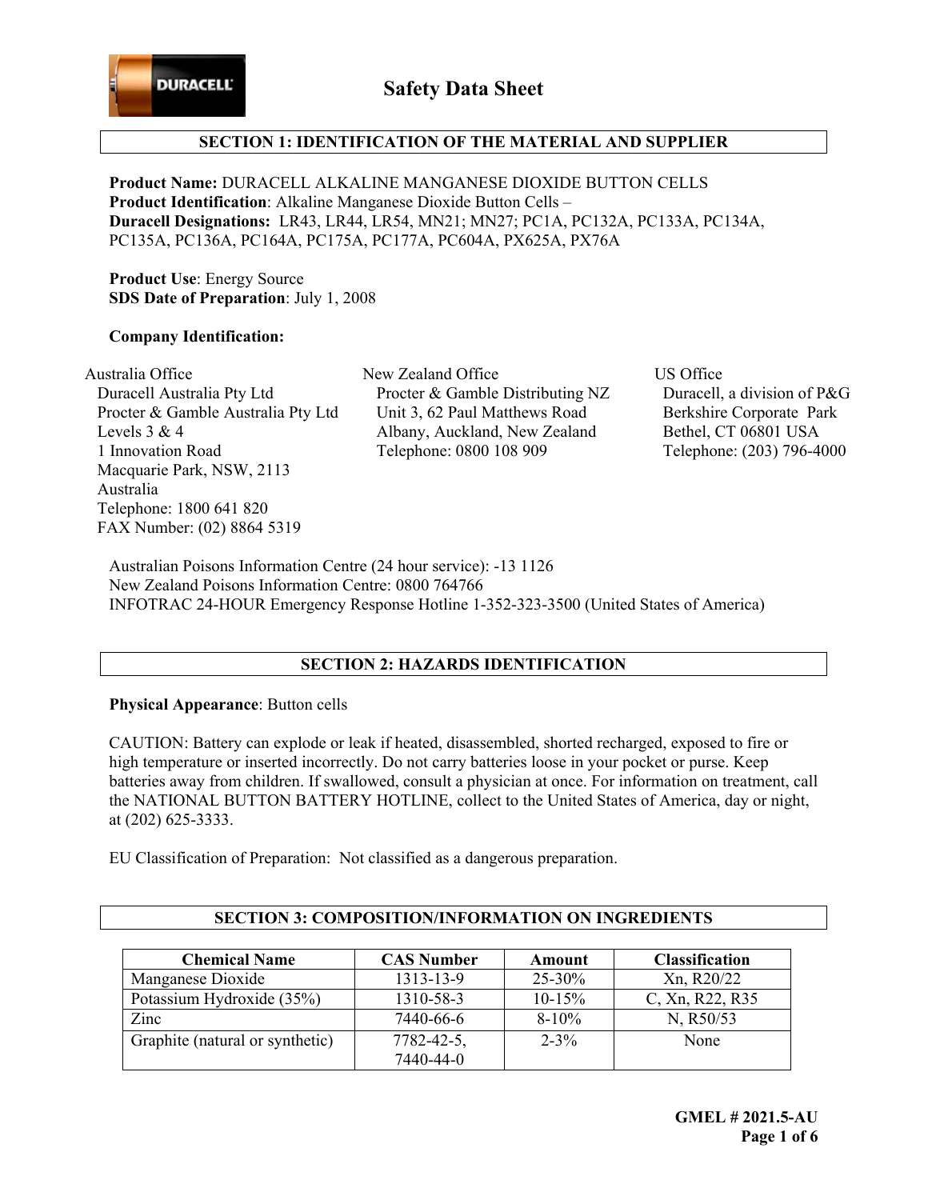# Safety Data Sheet

## SECTION 1: IDENTIFICATION OF THE MATERIAL AND SUPPLIER

**Product Name:** DURACELL ALKALINE MANGANESE DIOXIDE BUTTON CELLS
**Product Identification**: Alkaline Manganese Dioxide Button Cells –
**Duracell Designations:** LR43, LR44, LR54, MN21; MN27; PC1A, PC132A, PC133A, PC134A, PC135A, PC136A, PC164A, PC175A, PC177A, PC604A, PX625A, PX76A

**Product Use**: Energy Source
**SDS Date of Preparation**: July 1, 2008

**Company Identification:**

Australia Office
Duracell Australia Pty Ltd
Procter & Gamble Australia Pty Ltd
Levels 3 & 4
1 Innovation Road
Macquarie Park, NSW, 2113
Australia
Telephone: 1800 641 820
FAX Number: (02) 8864 5319

New Zealand Office
Procter & Gamble Distributing NZ
Unit 3, 62 Paul Matthews Road
Albany, Auckland, New Zealand
Telephone: 0800 108 909

US Office
Duracell, a division of P&G
Berkshire Corporate Park
Bethel, CT 06801 USA
Telephone: (203) 796-4000

Australian Poisons Information Centre (24 hour service): -13 1126
New Zealand Poisons Information Centre: 0800 764766
INFOTRAC 24-HOUR Emergency Response Hotline 1-352-323-3500 (United States of America)

## SECTION 2: HAZARDS IDENTIFICATION

**Physical Appearance**: Button cells

CAUTION: Battery can explode or leak if heated, disassembled, shorted recharged, exposed to fire or high temperature or inserted incorrectly. Do not carry batteries loose in your pocket or purse. Keep batteries away from children. If swallowed, consult a physician at once. For information on treatment, call the NATIONAL BUTTON BATTERY HOTLINE, collect to the United States of America, day or night, at (202) 625-3333.

EU Classification of Preparation: Not classified as a dangerous preparation.

## SECTION 3: COMPOSITION/INFORMATION ON INGREDIENTS

| Chemical Name | CAS Number | Amount | Classification |
|---|---|---|---|
| Manganese Dioxide | 1313-13-9 | 25-30% | Xn, R20/22 |
| Potassium Hydroxide (35%) | 1310-58-3 | 10-15% | C, Xn, R22, R35 |
| Zinc | 7440-66-6 | 8-10% | N, R50/53 |
| Graphite (natural or synthetic) | 7782-42-5, 7440-44-0 | 2-3% | None |

GMEL # 2021.5-AU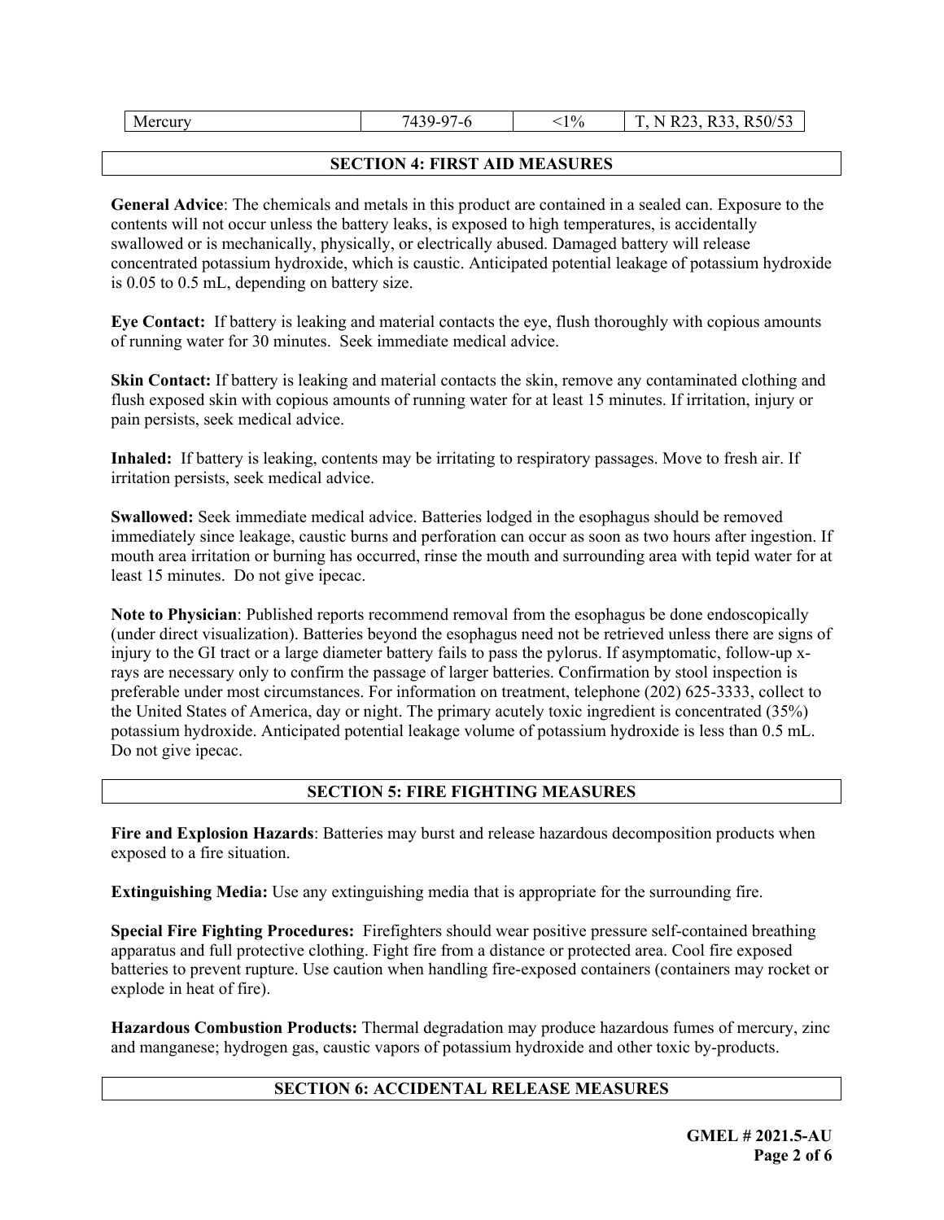| Mercury | 7439-97-6 | <1% | T, N R23, R33, R50/53 |
|---|---|---|---|

## SECTION 4: FIRST AID MEASURES

**General Advice**: The chemicals and metals in this product are contained in a sealed can. Exposure to the contents will not occur unless the battery leaks, is exposed to high temperatures, is accidentally swallowed or is mechanically, physically, or electrically abused. Damaged battery will release concentrated potassium hydroxide, which is caustic. Anticipated potential leakage of potassium hydroxide is 0.05 to 0.5 mL, depending on battery size.

**Eye Contact:** If battery is leaking and material contacts the eye, flush thoroughly with copious amounts of running water for 30 minutes. Seek immediate medical advice.

**Skin Contact:** If battery is leaking and material contacts the skin, remove any contaminated clothing and flush exposed skin with copious amounts of running water for at least 15 minutes. If irritation, injury or pain persists, seek medical advice.

**Inhaled:** If battery is leaking, contents may be irritating to respiratory passages. Move to fresh air. If irritation persists, seek medical advice.

**Swallowed:** Seek immediate medical advice. Batteries lodged in the esophagus should be removed immediately since leakage, caustic burns and perforation can occur as soon as two hours after ingestion. If mouth area irritation or burning has occurred, rinse the mouth and surrounding area with tepid water for at least 15 minutes. Do not give ipecac.

**Note to Physician**: Published reports recommend removal from the esophagus be done endoscopically (under direct visualization). Batteries beyond the esophagus need not be retrieved unless there are signs of injury to the GI tract or a large diameter battery fails to pass the pylorus. If asymptomatic, follow-up x-rays are necessary only to confirm the passage of larger batteries. Confirmation by stool inspection is preferable under most circumstances. For information on treatment, telephone (202) 625-3333, collect to the United States of America, day or night. The primary acutely toxic ingredient is concentrated (35%) potassium hydroxide. Anticipated potential leakage volume of potassium hydroxide is less than 0.5 mL. Do not give ipecac.

## SECTION 5: FIRE FIGHTING MEASURES

**Fire and Explosion Hazards**: Batteries may burst and release hazardous decomposition products when exposed to a fire situation.

**Extinguishing Media:** Use any extinguishing media that is appropriate for the surrounding fire.

**Special Fire Fighting Procedures:** Firefighters should wear positive pressure self-contained breathing apparatus and full protective clothing. Fight fire from a distance or protected area. Cool fire exposed batteries to prevent rupture. Use caution when handling fire-exposed containers (containers may rocket or explode in heat of fire).

**Hazardous Combustion Products:** Thermal degradation may produce hazardous fumes of mercury, zinc and manganese; hydrogen gas, caustic vapors of potassium hydroxide and other toxic by-products.

## SECTION 6: ACCIDENTAL RELEASE MEASURES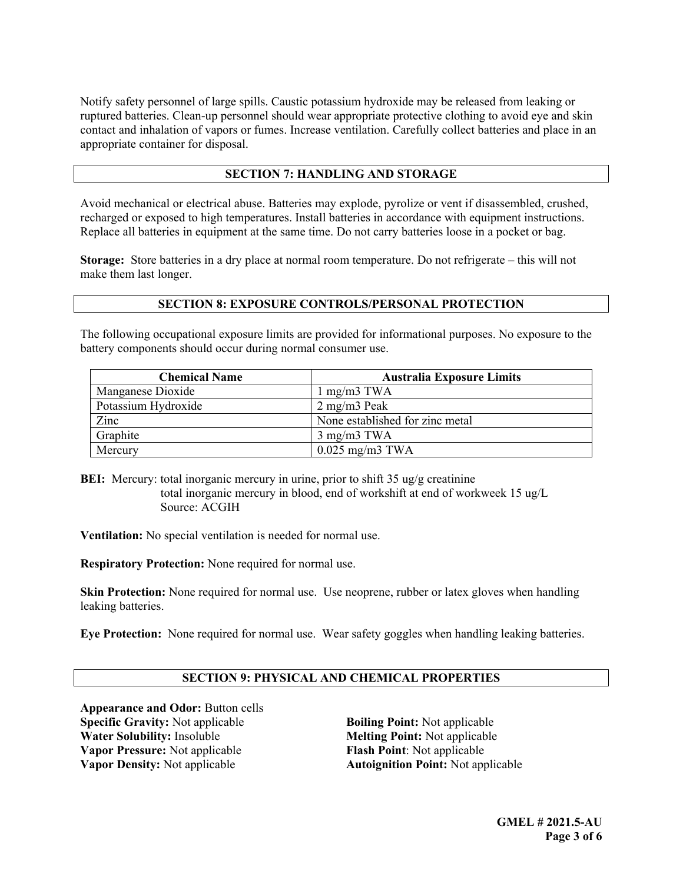Notify safety personnel of large spills. Caustic potassium hydroxide may be released from leaking or ruptured batteries. Clean-up personnel should wear appropriate protective clothing to avoid eye and skin contact and inhalation of vapors or fumes. Increase ventilation. Carefully collect batteries and place in an appropriate container for disposal.

## SECTION 7: HANDLING AND STORAGE

Avoid mechanical or electrical abuse. Batteries may explode, pyrolize or vent if disassembled, crushed, recharged or exposed to high temperatures. Install batteries in accordance with equipment instructions. Replace all batteries in equipment at the same time. Do not carry batteries loose in a pocket or bag.

**Storage:** Store batteries in a dry place at normal room temperature. Do not refrigerate – this will not make them last longer.

## SECTION 8: EXPOSURE CONTROLS/PERSONAL PROTECTION

The following occupational exposure limits are provided for informational purposes. No exposure to the battery components should occur during normal consumer use.

| Chemical Name | Australia Exposure Limits |
|---|---|
| Manganese Dioxide | 1 mg/m3 TWA |
| Potassium Hydroxide | 2 mg/m3 Peak |
| Zinc | None established for zinc metal |
| Graphite | 3 mg/m3 TWA |
| Mercury | 0.025 mg/m3 TWA |

**BEI:** Mercury: total inorganic mercury in urine, prior to shift 35 ug/g creatinine
total inorganic mercury in blood, end of workshift at end of workweek 15 ug/L
Source: ACGIH

**Ventilation:** No special ventilation is needed for normal use.

**Respiratory Protection:** None required for normal use.

**Skin Protection:** None required for normal use. Use neoprene, rubber or latex gloves when handling leaking batteries.

**Eye Protection:** None required for normal use. Wear safety goggles when handling leaking batteries.

## SECTION 9: PHYSICAL AND CHEMICAL PROPERTIES

**Appearance and Odor:** Button cells
**Specific Gravity:** Not applicable
**Water Solubility:** Insoluble
**Vapor Pressure:** Not applicable
**Vapor Density:** Not applicable
**Boiling Point:** Not applicable
**Melting Point:** Not applicable
**Flash Point**: Not applicable
**Autoignition Point:** Not applicable

**GMEL # 2021.5-AU**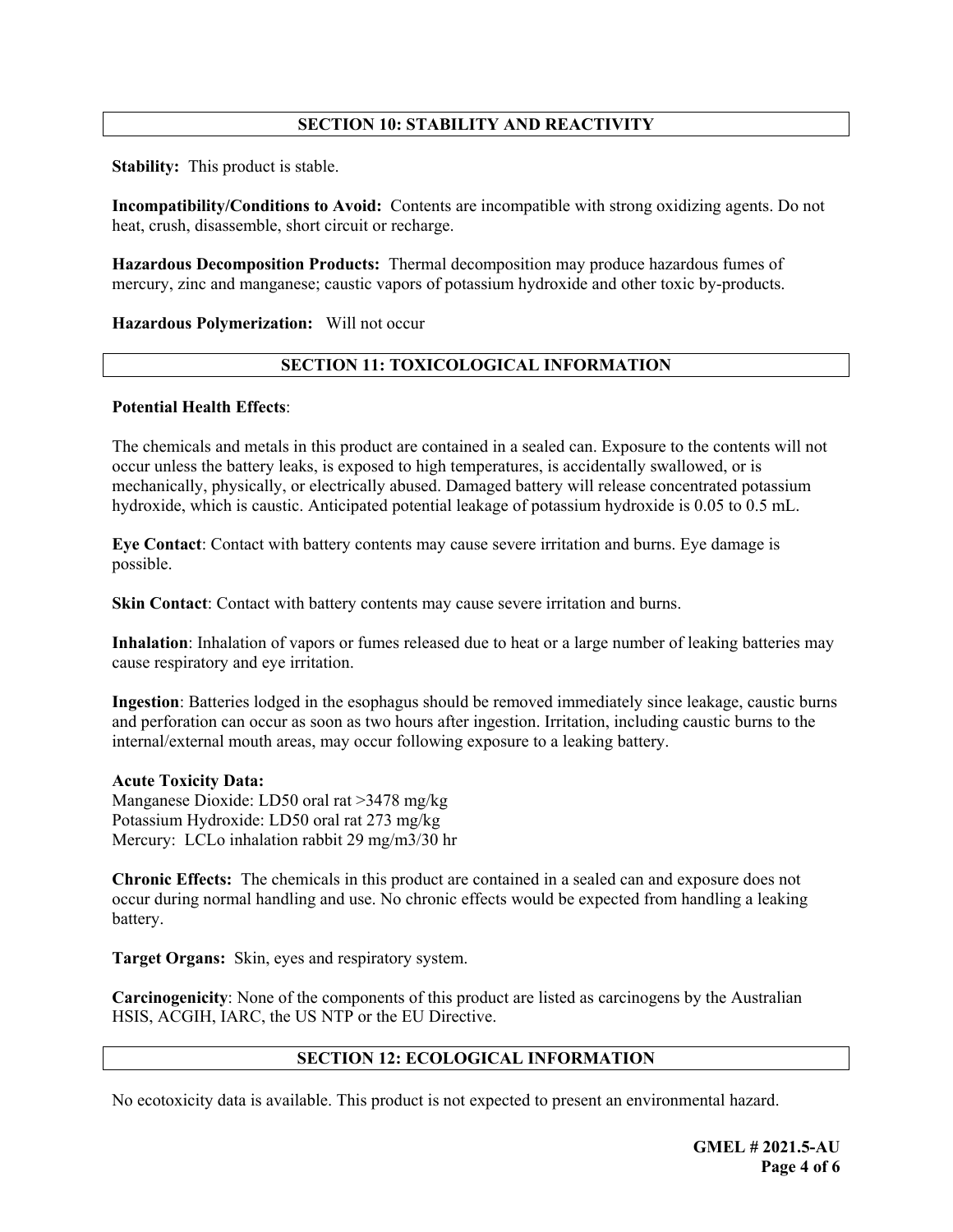## SECTION 10: STABILITY AND REACTIVITY

**Stability:** This product is stable.

**Incompatibility/Conditions to Avoid:** Contents are incompatible with strong oxidizing agents. Do not heat, crush, disassemble, short circuit or recharge.

**Hazardous Decomposition Products:** Thermal decomposition may produce hazardous fumes of mercury, zinc and manganese; caustic vapors of potassium hydroxide and other toxic by-products.

**Hazardous Polymerization:** Will not occur

## SECTION 11: TOXICOLOGICAL INFORMATION

**Potential Health Effects**:

The chemicals and metals in this product are contained in a sealed can. Exposure to the contents will not occur unless the battery leaks, is exposed to high temperatures, is accidentally swallowed, or is mechanically, physically, or electrically abused. Damaged battery will release concentrated potassium hydroxide, which is caustic. Anticipated potential leakage of potassium hydroxide is 0.05 to 0.5 mL.

**Eye Contact**: Contact with battery contents may cause severe irritation and burns. Eye damage is possible.

**Skin Contact**: Contact with battery contents may cause severe irritation and burns.

**Inhalation**: Inhalation of vapors or fumes released due to heat or a large number of leaking batteries may cause respiratory and eye irritation.

**Ingestion**: Batteries lodged in the esophagus should be removed immediately since leakage, caustic burns and perforation can occur as soon as two hours after ingestion. Irritation, including caustic burns to the internal/external mouth areas, may occur following exposure to a leaking battery.

**Acute Toxicity Data:**
Manganese Dioxide: LD50 oral rat >3478 mg/kg
Potassium Hydroxide: LD50 oral rat 273 mg/kg
Mercury: LCLo inhalation rabbit 29 mg/m3/30 hr

**Chronic Effects:** The chemicals in this product are contained in a sealed can and exposure does not occur during normal handling and use. No chronic effects would be expected from handling a leaking battery.

**Target Organs:** Skin, eyes and respiratory system.

**Carcinogenicity**: None of the components of this product are listed as carcinogens by the Australian HSIS, ACGIH, IARC, the US NTP or the EU Directive.

## SECTION 12: ECOLOGICAL INFORMATION

No ecotoxicity data is available. This product is not expected to present an environmental hazard.

**GMEL # 2021.5-AU**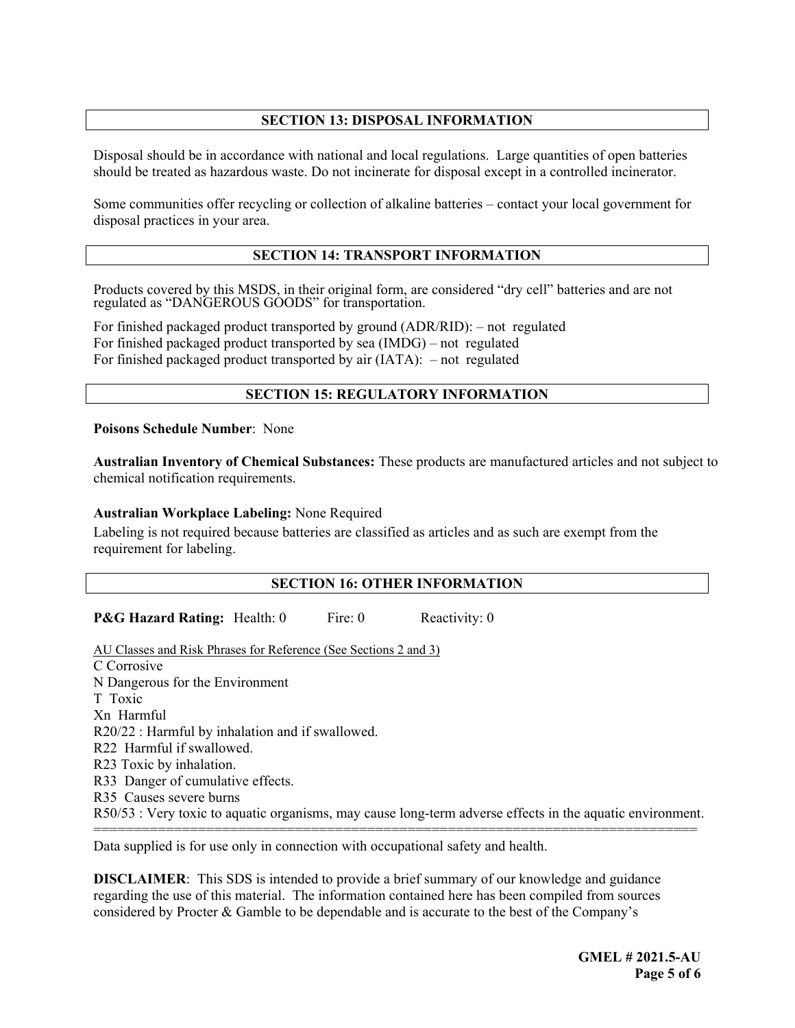## SECTION 13: DISPOSAL INFORMATION

Disposal should be in accordance with national and local regulations. Large quantities of open batteries should be treated as hazardous waste. Do not incinerate for disposal except in a controlled incinerator.

Some communities offer recycling or collection of alkaline batteries – contact your local government for disposal practices in your area.

## SECTION 14: TRANSPORT INFORMATION

Products covered by this MSDS, in their original form, are considered "dry cell" batteries and are not regulated as "DANGEROUS GOODS" for transportation.

For finished packaged product transported by ground (ADR/RID): – not regulated
For finished packaged product transported by sea (IMDG) – not regulated
For finished packaged product transported by air (IATA): – not regulated

## SECTION 15: REGULATORY INFORMATION

**Poisons Schedule Number**: None

**Australian Inventory of Chemical Substances:** These products are manufactured articles and not subject to chemical notification requirements.

**Australian Workplace Labeling:** None Required

Labeling is not required because batteries are classified as articles and as such are exempt from the requirement for labeling.

## SECTION 16: OTHER INFORMATION

**P&G Hazard Rating:** Health: 0 Fire: 0 Reactivity: 0

AU Classes and Risk Phrases for Reference (See Sections 2 and 3)

C Corrosive
N Dangerous for the Environment
T Toxic
Xn Harmful
R20/22 : Harmful by inhalation and if swallowed.
R22 Harmful if swallowed.
R23 Toxic by inhalation.
R33 Danger of cumulative effects.
R35 Causes severe burns
R50/53 : Very toxic to aquatic organisms, may cause long-term adverse effects in the aquatic environment.

---

Data supplied is for use only in connection with occupational safety and health.

**DISCLAIMER**: This SDS is intended to provide a brief summary of our knowledge and guidance regarding the use of this material. The information contained here has been compiled from sources considered by Procter & Gamble to be dependable and is accurate to the best of the Company's

**GMEL # 2021.5-AU**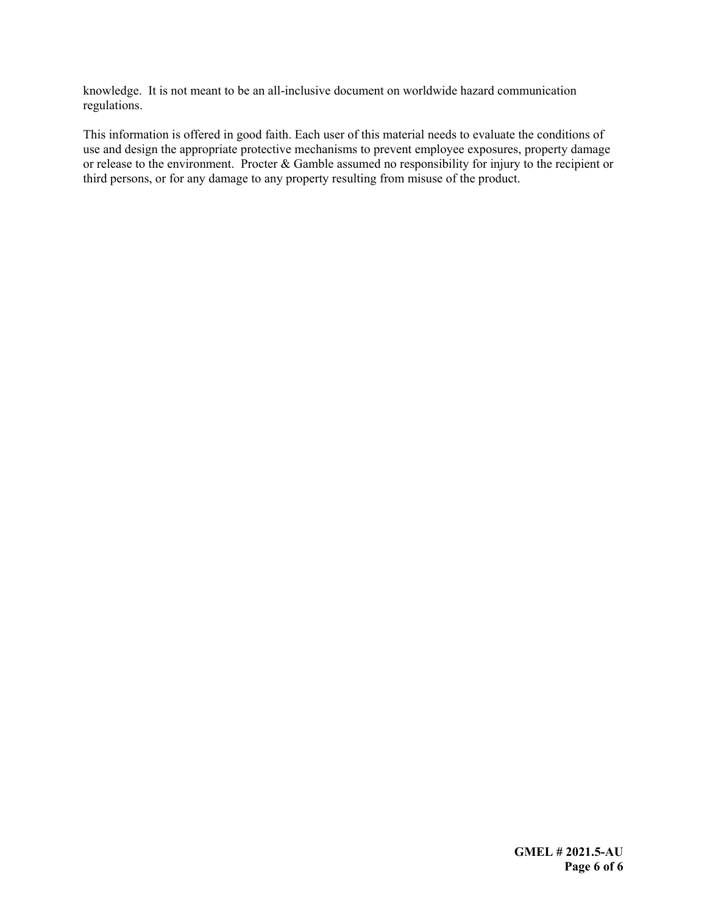knowledge.  It is not meant to be an all-inclusive document on worldwide hazard communication regulations.

This information is offered in good faith. Each user of this material needs to evaluate the conditions of use and design the appropriate protective mechanisms to prevent employee exposures, property damage or release to the environment.  Procter & Gamble assumed no responsibility for injury to the recipient or third persons, or for any damage to any property resulting from misuse of the product.